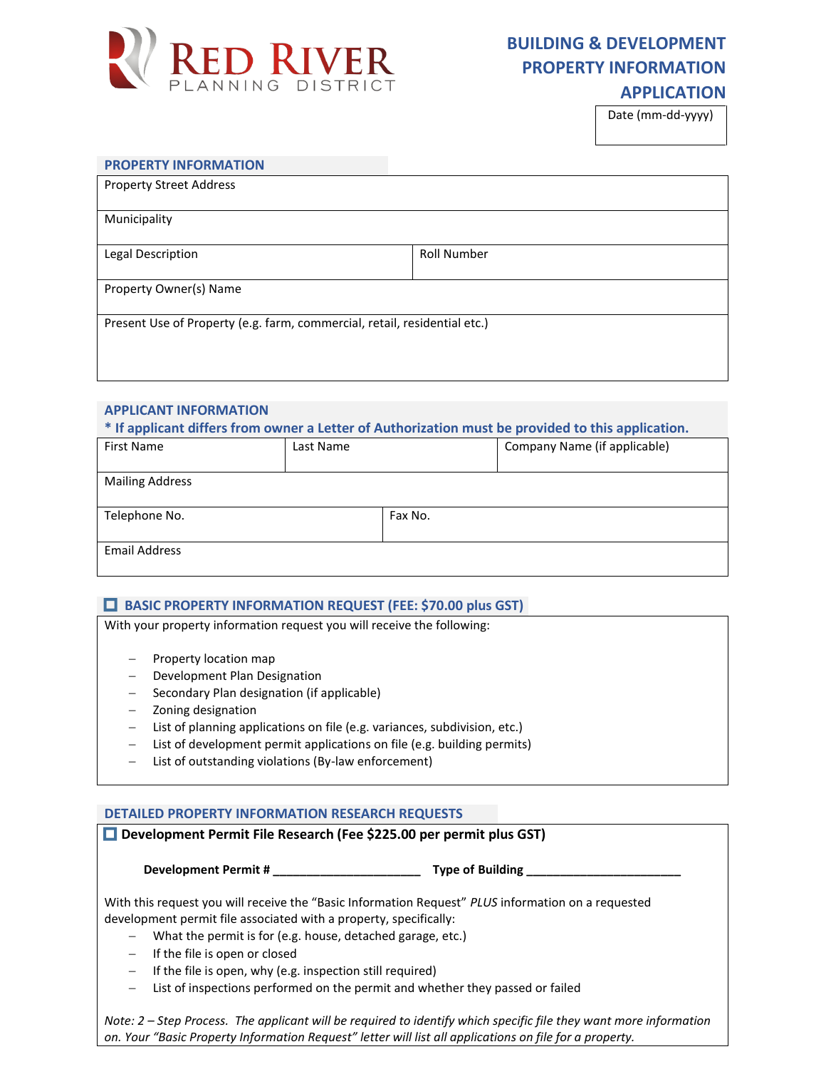RED RIVER PLANNING DISTRICT

# BUILDING & DEVELOPMENT PROPERTY INFORMATION APPLICATION

| Date (mm-dd-yyyy) |
| --- |
| |

## PROPERTY INFORMATION

| Property Street Address | |
| --- | --- |
| Municipality | |
| Legal Description | Roll Number |
| Property Owner(s) Name | |
| Present Use of Property (e.g. farm, commercial, retail, residential etc.) | |

## APPLICANT INFORMATION

**\* If applicant differs from owner a Letter of Authorization must be provided to this application.**

| First Name | Last Name | Company Name (if applicable) |
| --- | --- | --- |
| Mailing Address | | |
| Telephone No. | Fax No. | |
| Email Address | | |

## ☐ BASIC PROPERTY INFORMATION REQUEST (FEE: $70.00 plus GST)

With your property information request you will receive the following:

- Property location map
- Development Plan Designation
- Secondary Plan designation (if applicable)
- Zoning designation
- List of planning applications on file (e.g. variances, subdivision, etc.)
- List of development permit applications on file (e.g. building permits)
- List of outstanding violations (By-law enforcement)

## DETAILED PROPERTY INFORMATION RESEARCH REQUESTS

**☐ Development Permit File Research (Fee $225.00 per permit plus GST)**

**Development Permit # ______________________ Type of Building ________________________**

With this request you will receive the "Basic Information Request" *PLUS* information on a requested development permit file associated with a property, specifically:

- What the permit is for (e.g. house, detached garage, etc.)
- If the file is open or closed
- If the file is open, why (e.g. inspection still required)
- List of inspections performed on the permit and whether they passed or failed

*Note: 2 – Step Process. The applicant will be required to identify which specific file they want more information on. Your "Basic Property Information Request" letter will list all applications on file for a property.*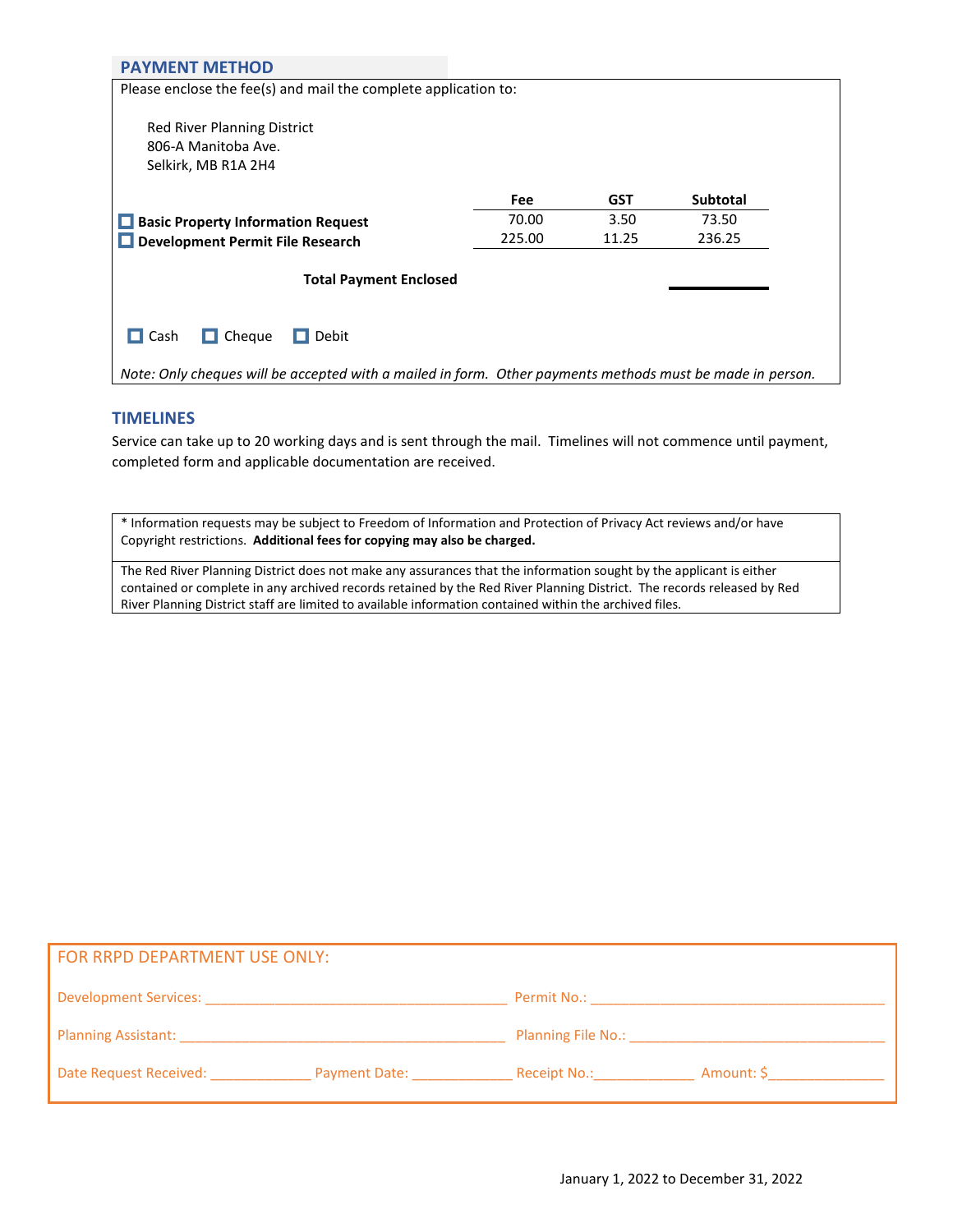## PAYMENT METHOD

Please enclose the fee(s) and mail the complete application to:

Red River Planning District
806-A Manitoba Ave.
Selkirk, MB R1A 2H4

| | Fee | GST | Subtotal |
|---|---|---|---|
| ☐ **Basic Property Information Request** | 70.00 | 3.50 | 73.50 |
| ☐ **Development Permit File Research** | 225.00 | 11.25 | 236.25 |
| **Total Payment Enclosed** | | | ______ |

☐ Cash ☐ Cheque ☐ Debit

*Note: Only cheques will be accepted with a mailed in form. Other payments methods must be made in person.*

## TIMELINES

Service can take up to 20 working days and is sent through the mail. Timelines will not commence until payment, completed form and applicable documentation are received.

* Information requests may be subject to Freedom of Information and Protection of Privacy Act reviews and/or have Copyright restrictions. **Additional fees for copying may also be charged.**

The Red River Planning District does not make any assurances that the information sought by the applicant is either contained or complete in any archived records retained by the Red River Planning District. The records released by Red River Planning District staff are limited to available information contained within the archived files.

FOR RRPD DEPARTMENT USE ONLY:

Development Services: ______________________________ Permit No.: ______________________________

Planning Assistant: ______________________________ Planning File No.: ______________________________

Date Request Received: __________ Payment Date: __________ Receipt No.:__________ Amount: $__________

January 1, 2022 to December 31, 2022